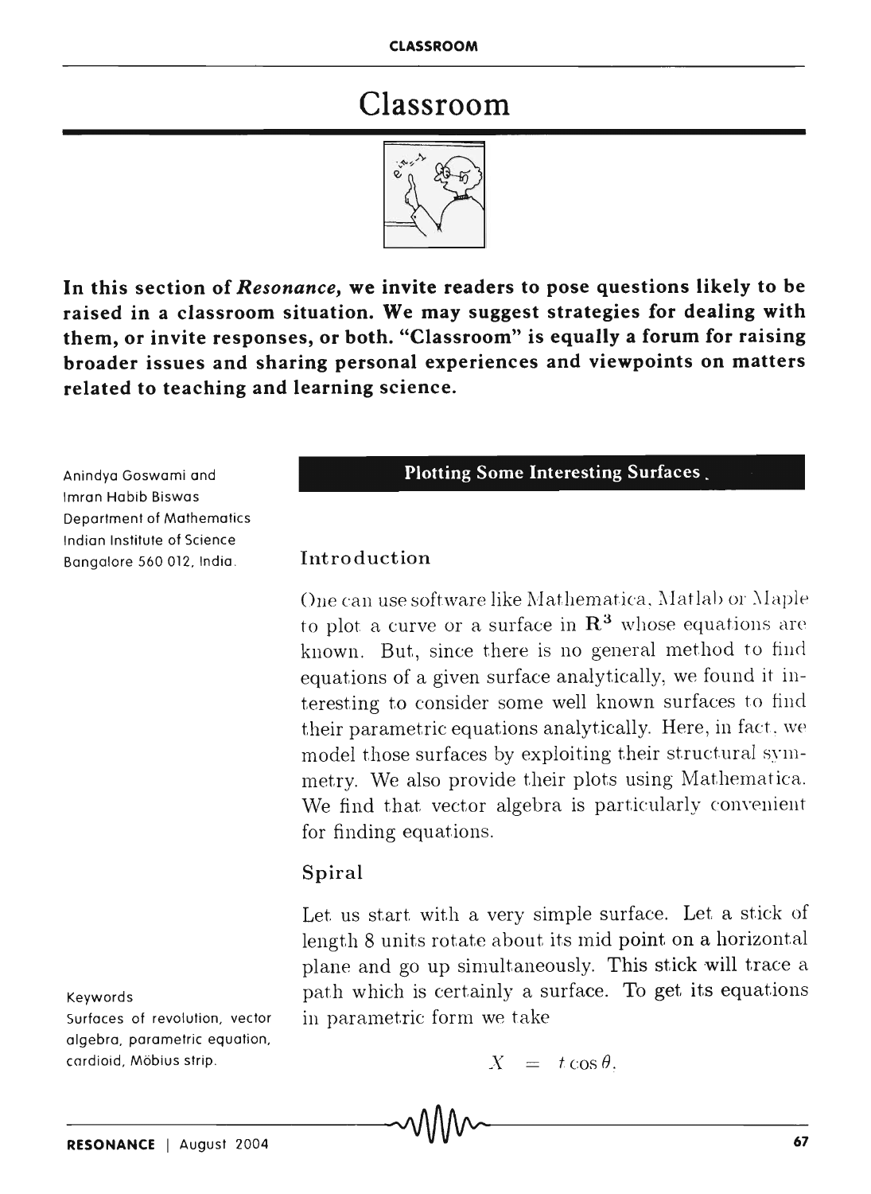# Classroom

**In this section of *Resonance*, we invite readers to pose questions likely to be raised in a classroom situation. We may suggest strategies for dealing with them, or invite responses, or both. "Classroom" is equally a forum for raising broader issues and sharing personal experiences and viewpoints on matters related to teaching and learning science.**

Anindya Goswami and Imran Habib Biswas
Department of Mathematics
Indian Institute of Science
Bangalore 560 012, India.

## Plotting Some Interesting Surfaces

### Introduction

One can use software like Mathematica, Matlab or Maple to plot a curve or a surface in $\mathbf{R}^3$ whose equations are known. But, since there is no general method to find equations of a given surface analytically, we found it interesting to consider some well known surfaces to find their parametric equations analytically. Here, in fact, we model those surfaces by exploiting their structural symmetry. We also provide their plots using Mathematica. We find that vector algebra is particularly convenient for finding equations.

### Spiral

Let us start with a very simple surface. Let a stick of length 8 units rotate about its mid point on a horizontal plane and go up simultaneously. This stick will trace a path which is certainly a surface. To get its equations in parametric form we take

$$X = t\cos\theta,$$

Keywords
Surfaces of revolution, vector algebra, parametric equation, cardioid, Möbius strip.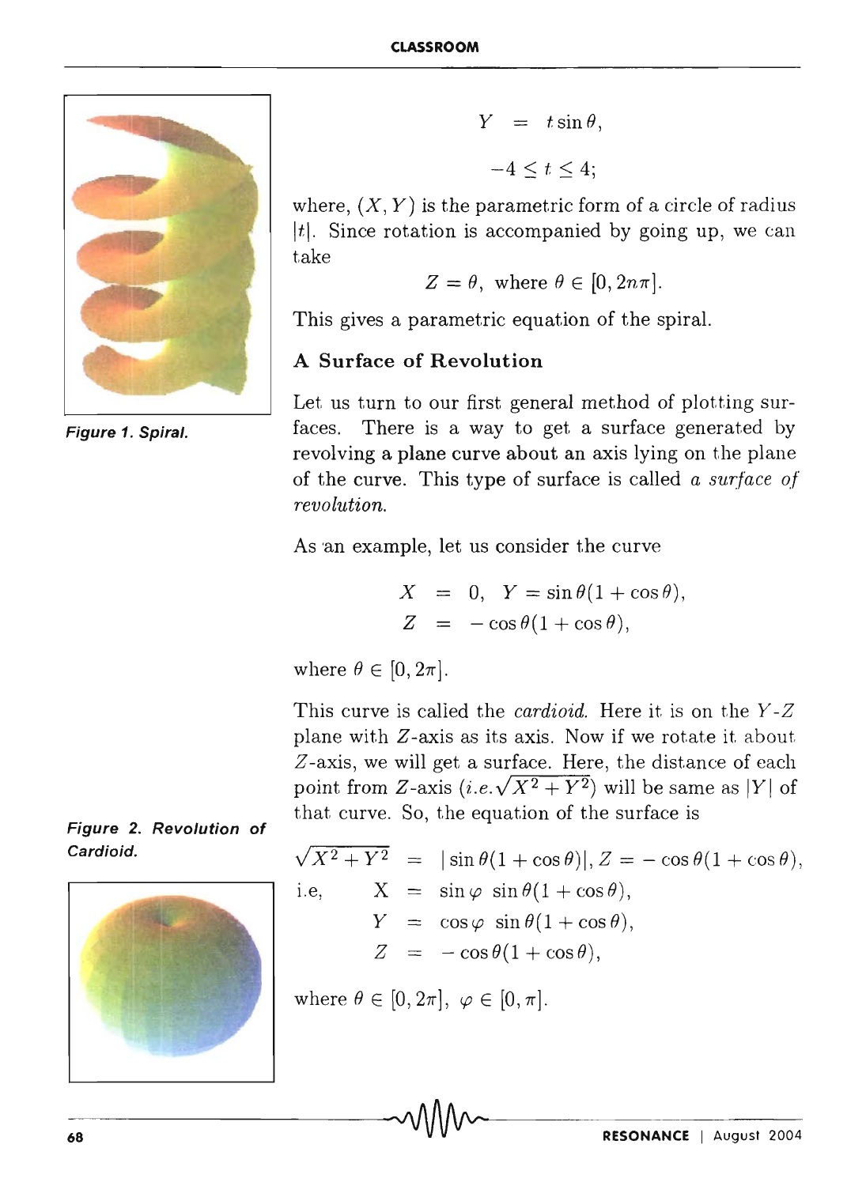$$Y = t\sin\theta,$$

$$-4 \leq t \leq 4;$$

where, $(X, Y)$ is the parametric form of a circle of radius $|t|$. Since rotation is accompanied by going up, we can take

$$Z = \theta, \text{ where } \theta \in [0, 2n\pi].$$

This gives a parametric equation of the spiral.

Figure 1. Spiral.

### A Surface of Revolution

Let us turn to our first general method of plotting surfaces. There is a way to get a surface generated by revolving a plane curve about an axis lying on the plane of the curve. This type of surface is called *a surface of revolution.*

As an example, let us consider the curve

$$X = 0, \quad Y = \sin\theta(1+\cos\theta),$$
$$Z = -\cos\theta(1+\cos\theta),$$

where $\theta \in [0, 2\pi]$.

This curve is called the *cardioid*. Here it is on the $Y$-$Z$ plane with $Z$-axis as its axis. Now if we rotate it about $Z$-axis, we will get a surface. Here, the distance of each point from $Z$-axis (*i.e.* $\sqrt{X^2+Y^2}$) will be same as $|Y|$ of that curve. So, the equation of the surface is

Figure 2. Revolution of Cardioid.

$$\sqrt{X^2+Y^2} = |\sin\theta(1+\cos\theta)|, Z = -\cos\theta(1+\cos\theta),$$

i.e,

$$X = \sin\varphi \, \sin\theta(1+\cos\theta),$$
$$Y = \cos\varphi \, \sin\theta(1+\cos\theta),$$
$$Z = -\cos\theta(1+\cos\theta),$$

where $\theta \in [0, 2\pi]$, $\varphi \in [0, \pi]$.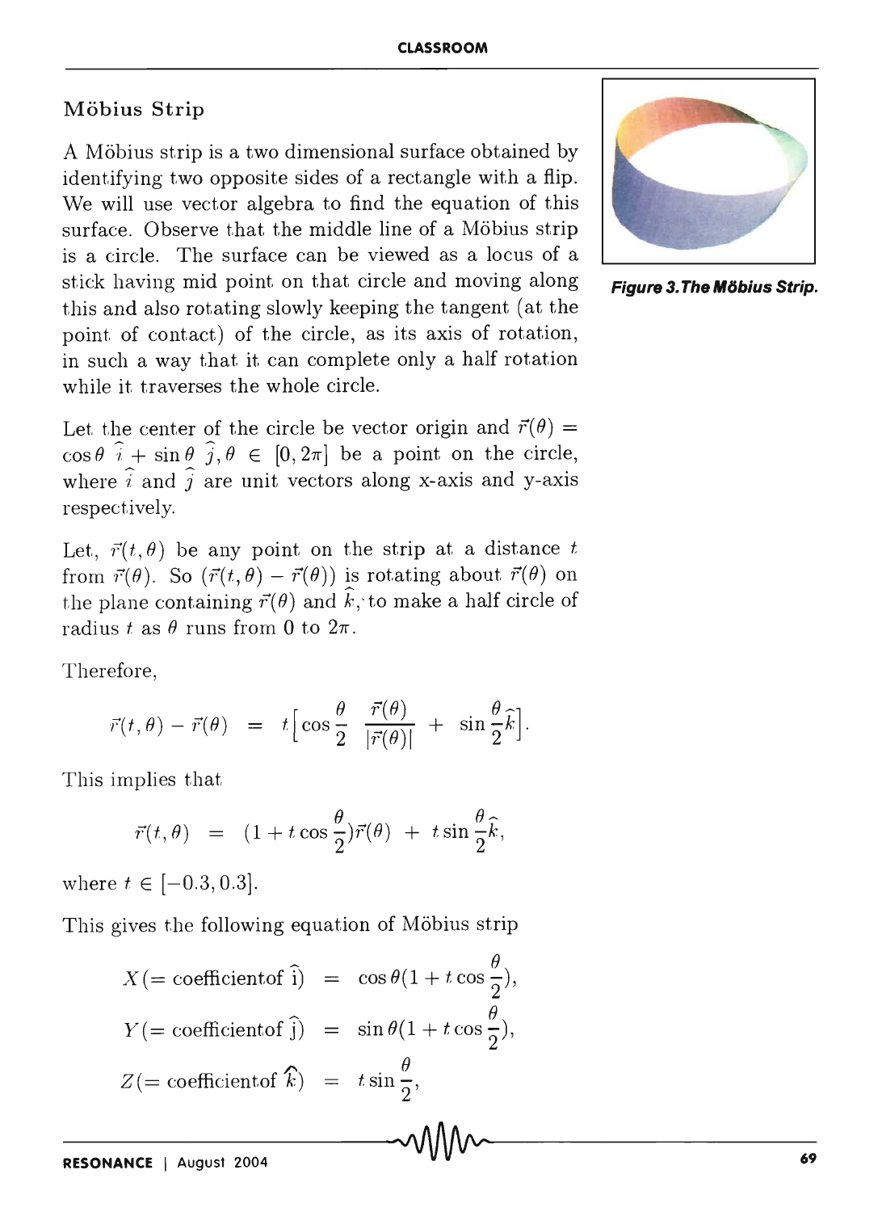## Möbius Strip

A Möbius strip is a two dimensional surface obtained by identifying two opposite sides of a rectangle with a flip. We will use vector algebra to find the equation of this surface. Observe that the middle line of a Möbius strip is a circle. The surface can be viewed as a locus of a stick having mid point on that circle and moving along this and also rotating slowly keeping the tangent (at the point of contact) of the circle, as its axis of rotation, in such a way that it can complete only a half rotation while it traverses the whole circle.

*Figure 3. The Möbius Strip.*

Let the center of the circle be vector origin and $\vec{r}(\theta) = \cos\theta\ \hat{i} + \sin\theta\ \hat{j}, \theta \in [0, 2\pi]$ be a point on the circle, where $\hat{i}$ and $\hat{j}$ are unit vectors along x-axis and y-axis respectively.

Let, $\vec{r}(t, \theta)$ be any point on the strip at a distance $t$ from $\vec{r}(\theta)$. So $(\vec{r}(t,\theta) - \vec{r}(\theta))$ is rotating about $\vec{r}(\theta)$ on the plane containing $\vec{r}(\theta)$ and $\hat{k}$, to make a half circle of radius $t$ as $\theta$ runs from 0 to $2\pi$.

Therefore,

$$\vec{r}(t,\theta) - \vec{r}(\theta) = t\Big[\cos\frac{\theta}{2}\ \frac{\vec{r}(\theta)}{|\vec{r}(\theta)|} + \sin\frac{\theta}{2}\hat{k}\Big].$$

This implies that

$$\vec{r}(t,\theta) = (1 + t\cos\frac{\theta}{2})\vec{r}(\theta) + t\sin\frac{\theta}{2}\hat{k},$$

where $t \in [-0.3, 0.3]$.

This gives the following equation of Möbius strip

$$X (= \text{coefficientof } \hat{i}) = \cos\theta(1 + t\cos\frac{\theta}{2}),$$

$$Y (= \text{coefficientof } \hat{j}) = \sin\theta(1 + t\cos\frac{\theta}{2}),$$

$$Z (= \text{coefficientof } \hat{k}) = t\sin\frac{\theta}{2},$$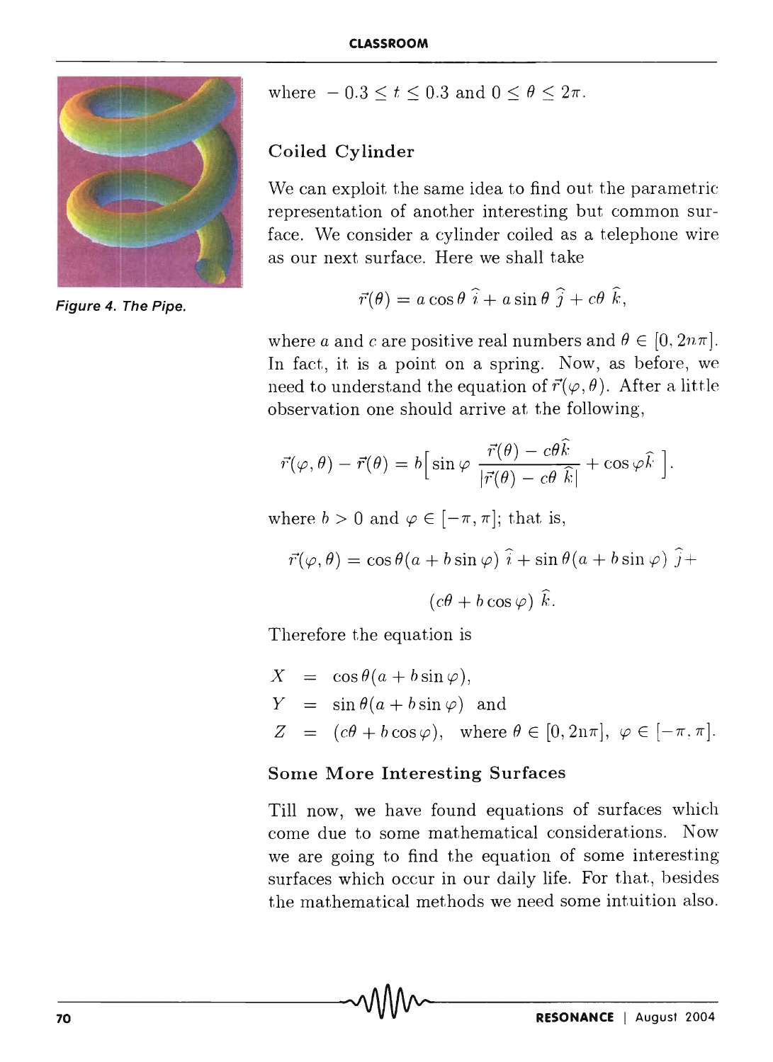Figure 4. The Pipe.

where $-0.3 \leq t \leq 0.3$ and $0 \leq \theta \leq 2\pi$.

### Coiled Cylinder

We can exploit the same idea to find out the parametric representation of another interesting but common surface. We consider a cylinder coiled as a telephone wire as our next surface. Here we shall take

$$\vec{r}(\theta) = a\cos\theta\ \hat{\imath} + a\sin\theta\ \hat{\jmath} + c\theta\ \hat{k},$$

where $a$ and $c$ are positive real numbers and $\theta \in [0, 2n\pi]$. In fact, it is a point on a spring. Now, as before, we need to understand the equation of $\vec{r}(\varphi, \theta)$. After a little observation one should arrive at the following,

$$\vec{r}(\varphi,\theta) - \vec{r}(\theta) = b\Big[\sin\varphi\ \frac{\vec{r}(\theta) - c\theta\hat{k}}{|\vec{r}(\theta) - c\theta\ \hat{k}|} + \cos\varphi\hat{k}\ \Big].$$

where $b > 0$ and $\varphi \in [-\pi, \pi]$; that is,

$$\vec{r}(\varphi,\theta) = \cos\theta(a + b\sin\varphi)\ \hat{\imath} + \sin\theta(a + b\sin\varphi)\ \hat{\jmath} +$$

$$(c\theta + b\cos\varphi)\ \hat{k}.$$

Therefore the equation is

$$\begin{aligned}
X &= \cos\theta(a + b\sin\varphi),\\
Y &= \sin\theta(a + b\sin\varphi) \text{ and}\\
Z &= (c\theta + b\cos\varphi), \text{ where } \theta \in [0, 2n\pi],\ \varphi \in [-\pi, \pi].
\end{aligned}$$

### Some More Interesting Surfaces

Till now, we have found equations of surfaces which come due to some mathematical considerations. Now we are going to find the equation of some interesting surfaces which occur in our daily life. For that, besides the mathematical methods we need some intuition also.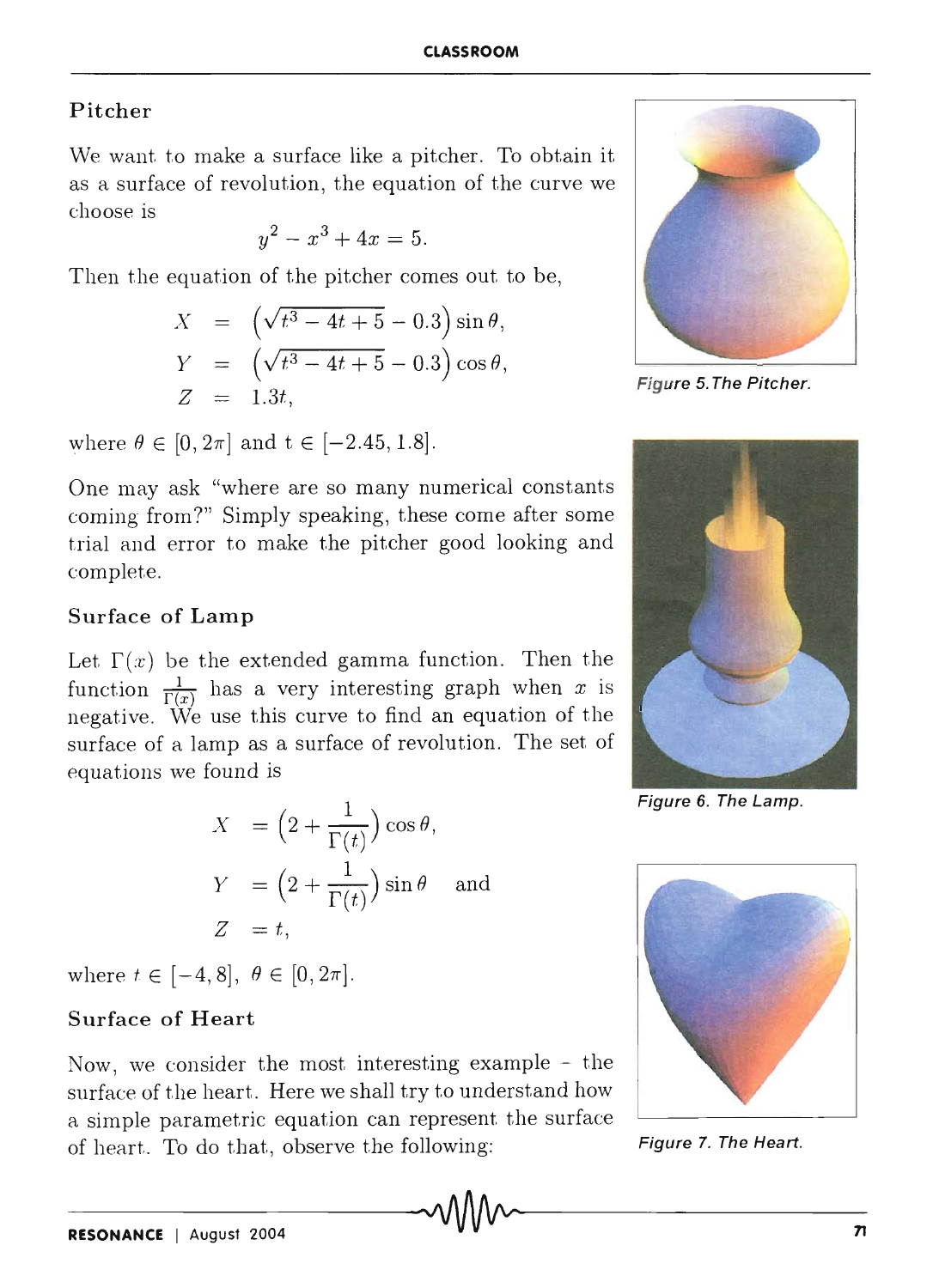## Pitcher

We want to make a surface like a pitcher. To obtain it as a surface of revolution, the equation of the curve we choose is

$$y^2 - x^3 + 4x = 5.$$

Then the equation of the pitcher comes out to be,

$$\begin{aligned}
X &= \left(\sqrt{t^3 - 4t + 5} - 0.3\right)\sin\theta, \\
Y &= \left(\sqrt{t^3 - 4t + 5} - 0.3\right)\cos\theta, \\
Z &= 1.3t,
\end{aligned}$$

where $\theta \in [0, 2\pi]$ and $t \in [-2.45, 1.8]$.

One may ask "where are so many numerical constants coming from?" Simply speaking, these come after some trial and error to make the pitcher good looking and complete.

Figure 5. The Pitcher.

## Surface of Lamp

Let $\Gamma(x)$ be the extended gamma function. Then the function $\frac{1}{\Gamma(x)}$ has a very interesting graph when $x$ is negative. We use this curve to find an equation of the surface of a lamp as a surface of revolution. The set of equations we found is

$$\begin{aligned}
X &= \left(2 + \frac{1}{\Gamma(t)}\right)\cos\theta, \\
Y &= \left(2 + \frac{1}{\Gamma(t)}\right)\sin\theta \quad \text{and} \\
Z &= t,
\end{aligned}$$

where $t \in [-4, 8]$, $\theta \in [0, 2\pi]$.

Figure 6. The Lamp.

## Surface of Heart

Now, we consider the most interesting example - the surface of the heart. Here we shall try to understand how a simple parametric equation can represent the surface of heart. To do that, observe the following:

Figure 7. The Heart.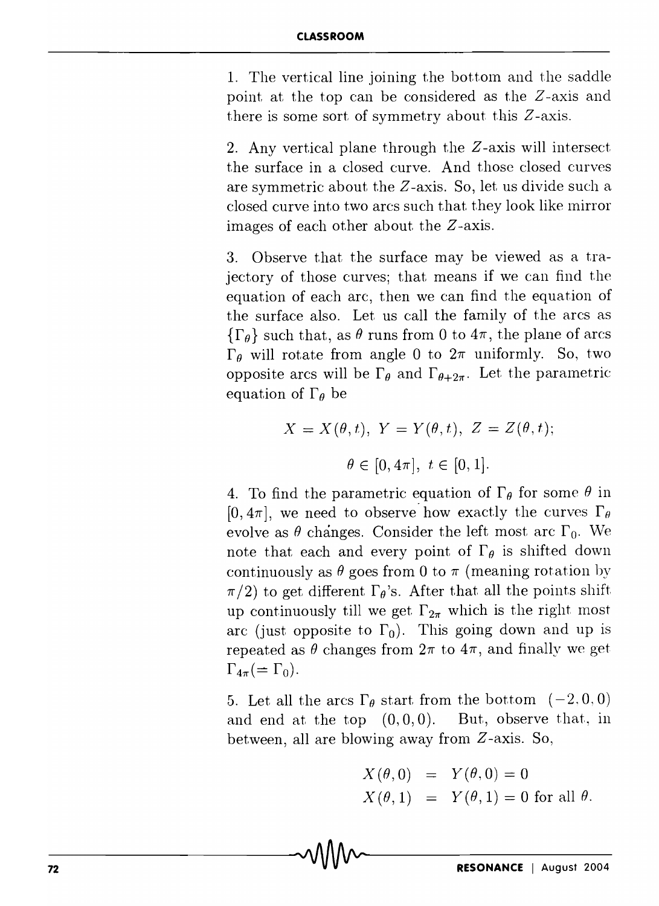1. The vertical line joining the bottom and the saddle point at the top can be considered as the $Z$-axis and there is some sort of symmetry about this $Z$-axis.

2. Any vertical plane through the $Z$-axis will intersect the surface in a closed curve. And those closed curves are symmetric about the $Z$-axis. So, let us divide such a closed curve into two arcs such that they look like mirror images of each other about the $Z$-axis.

3. Observe that the surface may be viewed as a trajectory of those curves; that means if we can find the equation of each arc, then we can find the equation of the surface also. Let us call the family of the arcs as $\{\Gamma_\theta\}$ such that, as $\theta$ runs from 0 to $4\pi$, the plane of arcs $\Gamma_\theta$ will rotate from angle 0 to $2\pi$ uniformly. So, two opposite arcs will be $\Gamma_\theta$ and $\Gamma_{\theta+2\pi}$. Let the parametric equation of $\Gamma_\theta$ be

$$X = X(\theta, t),\ Y = Y(\theta, t),\ Z = Z(\theta, t);$$

$$\theta \in [0, 4\pi],\ t \in [0, 1].$$

4. To find the parametric equation of $\Gamma_\theta$ for some $\theta$ in $[0, 4\pi]$, we need to observe how exactly the curves $\Gamma_\theta$ evolve as $\theta$ changes. Consider the left most arc $\Gamma_0$. We note that each and every point of $\Gamma_\theta$ is shifted down continuously as $\theta$ goes from 0 to $\pi$ (meaning rotation by $\pi/2$) to get different $\Gamma_\theta$'s. After that all the points shift up continuously till we get $\Gamma_{2\pi}$ which is the right most arc (just opposite to $\Gamma_0$). This going down and up is repeated as $\theta$ changes from $2\pi$ to $4\pi$, and finally we get $\Gamma_{4\pi} (= \Gamma_0)$.

5. Let all the arcs $\Gamma_\theta$ start from the bottom $(-2, 0, 0)$ and end at the top $(0, 0, 0)$. But, observe that, in between, all are blowing away from $Z$-axis. So,

$$\begin{aligned} X(\theta, 0) &= Y(\theta, 0) = 0 \\ X(\theta, 1) &= Y(\theta, 1) = 0 \text{ for all } \theta. \end{aligned}$$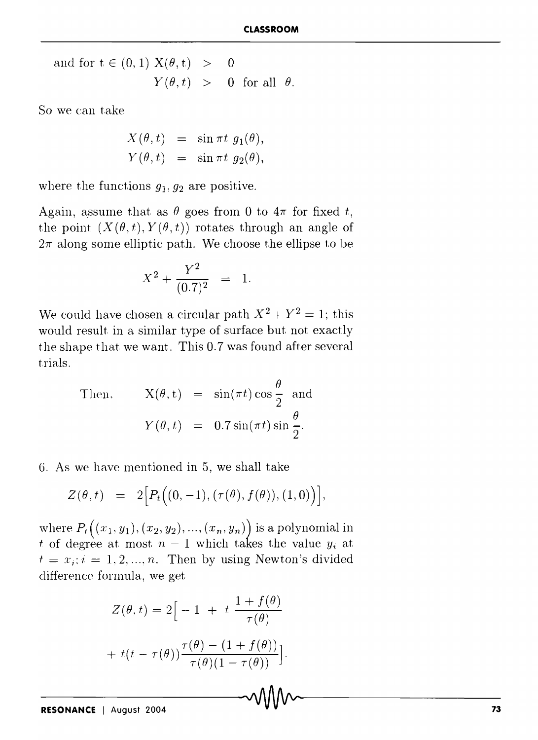and for $t \in (0,1)$ $X(\theta, t) > 0$
$Y(\theta, t) > 0$ for all $\theta$.

So we can take

$$
\begin{aligned}
X(\theta, t) &= \sin \pi t \; g_1(\theta), \\
Y(\theta, t) &= \sin \pi t \; g_2(\theta),
\end{aligned}
$$

where the functions $g_1, g_2$ are positive.

Again, assume that as $\theta$ goes from 0 to $4\pi$ for fixed $t$, the point $(X(\theta,t), Y(\theta,t))$ rotates through an angle of $2\pi$ along some elliptic path. We choose the ellipse to be

$$
X^2 + \frac{Y^2}{(0.7)^2} = 1.
$$

We could have chosen a circular path $X^2 + Y^2 = 1$; this would result in a similar type of surface but not exactly the shape that we want. This 0.7 was found after several trials.

Then,

$$
\begin{aligned}
X(\theta, t) &= \sin(\pi t) \cos \frac{\theta}{2} \quad \text{and} \\
Y(\theta, t) &= 0.7 \sin(\pi t) \sin \frac{\theta}{2}.
\end{aligned}
$$

6. As we have mentioned in 5, we shall take

$$
Z(\theta, t) = 2\Big[P_t\Big((0,-1), (\tau(\theta), f(\theta)), (1,0)\Big)\Big],
$$

where $P_t\Big((x_1, y_1), (x_2, y_2), \ldots, (x_n, y_n)\Big)$ is a polynomial in $t$ of degree at most $n-1$ which takes the value $y_i$ at $t = x_i; i = 1, 2, \ldots, n$. Then by using Newton's divided difference formula, we get

$$
Z(\theta, t) = 2\Big[-1 + t\,\frac{1+f(\theta)}{\tau(\theta)} + t(t-\tau(\theta))\frac{\tau(\theta) - (1+f(\theta))}{\tau(\theta)(1-\tau(\theta))}\Big].
$$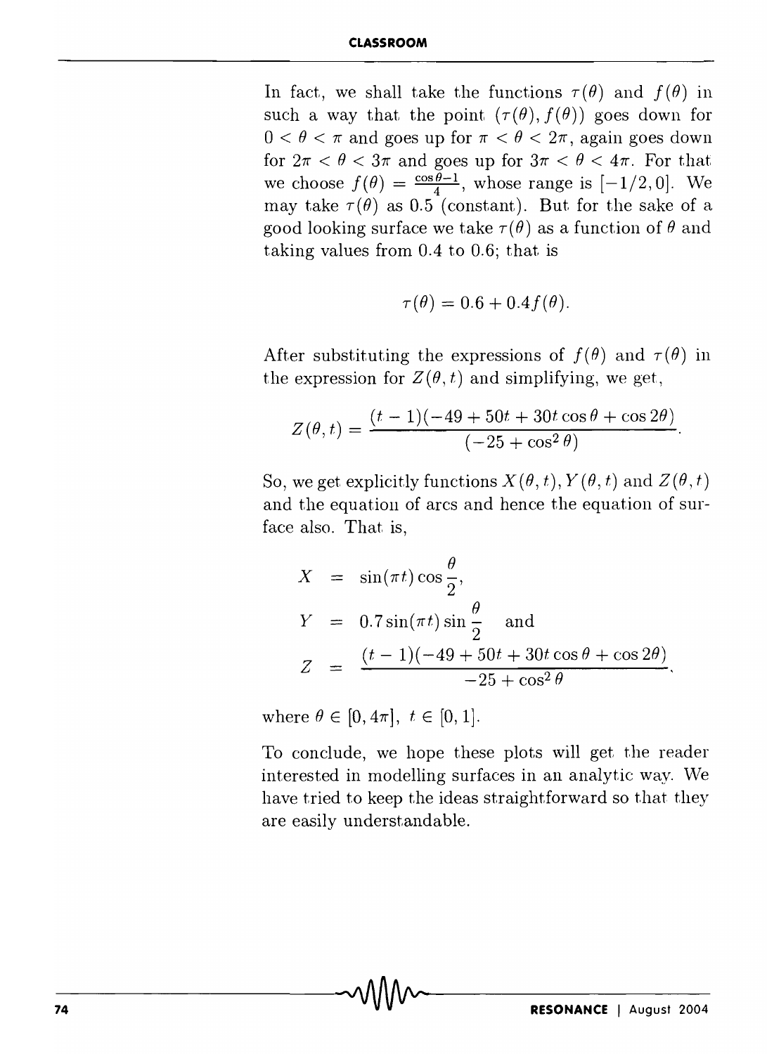In fact, we shall take the functions $\tau(\theta)$ and $f(\theta)$ in such a way that the point $(\tau(\theta), f(\theta))$ goes down for $0 < \theta < \pi$ and goes up for $\pi < \theta < 2\pi$, again goes down for $2\pi < \theta < 3\pi$ and goes up for $3\pi < \theta < 4\pi$. For that we choose $f(\theta) = \frac{\cos\theta - 1}{4}$, whose range is $[-1/2, 0]$. We may take $\tau(\theta)$ as 0.5 (constant). But for the sake of a good looking surface we take $\tau(\theta)$ as a function of $\theta$ and taking values from 0.4 to 0.6; that is

$$\tau(\theta) = 0.6 + 0.4 f(\theta).$$

After substituting the expressions of $f(\theta)$ and $\tau(\theta)$ in the expression for $Z(\theta, t)$ and simplifying, we get,

$$Z(\theta, t) = \frac{(t-1)(-49 + 50t + 30t\cos\theta + \cos 2\theta)}{(-25 + \cos^2\theta)}.$$

So, we get explicitly functions $X(\theta, t), Y(\theta, t)$ and $Z(\theta, t)$ and the equation of arcs and hence the equation of surface also. That is,

$$\begin{aligned}
X &= \sin(\pi t)\cos\frac{\theta}{2}, \\
Y &= 0.7\sin(\pi t)\sin\frac{\theta}{2} \quad \text{and} \\
Z &= \frac{(t-1)(-49 + 50t + 30t\cos\theta + \cos 2\theta)}{-25 + \cos^2\theta},
\end{aligned}$$

where $\theta \in [0, 4\pi]$, $t \in [0, 1]$.

To conclude, we hope these plots will get the reader interested in modelling surfaces in an analytic way. We have tried to keep the ideas straightforward so that they are easily understandable.